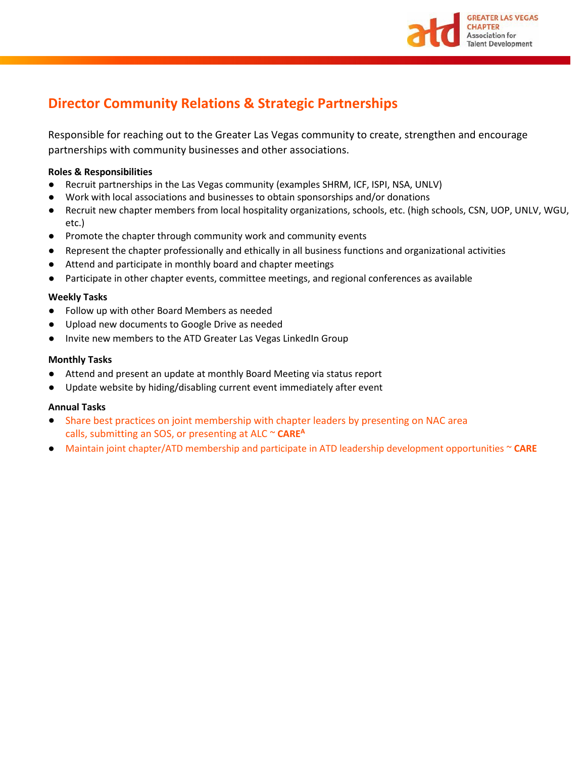# Director Community Relations & Strategic Partnerships

Responsible for reaching out to the Greater Las Vegas community to create, strengthen and encourage partnerships with community businesses and other associations.

**Roles & Responsibilities**

- Recruit partnerships in the Las Vegas community (examples SHRM, ICF, ISPI, NSA, UNLV)
- Work with local associations and businesses to obtain sponsorships and/or donations
- Recruit new chapter members from local hospitality organizations, schools, etc. (high schools, CSN, UOP, UNLV, WGU, etc.)
- Promote the chapter through community work and community events
- Represent the chapter professionally and ethically in all business functions and organizational activities
- Attend and participate in monthly board and chapter meetings
- Participate in other chapter events, committee meetings, and regional conferences as available

**Weekly Tasks**

- Follow up with other Board Members as needed
- Upload new documents to Google Drive as needed
- Invite new members to the ATD Greater Las Vegas LinkedIn Group

**Monthly Tasks**

- Attend and present an update at monthly Board Meeting via status report
- Update website by hiding/disabling current event immediately after event

**Annual Tasks**

- Share best practices on joint membership with chapter leaders by presenting on NAC area calls, submitting an SOS, or presenting at ALC ~ **CARE**[A]
- Maintain joint chapter/ATD membership and participate in ATD leadership development opportunities ~ **CARE**